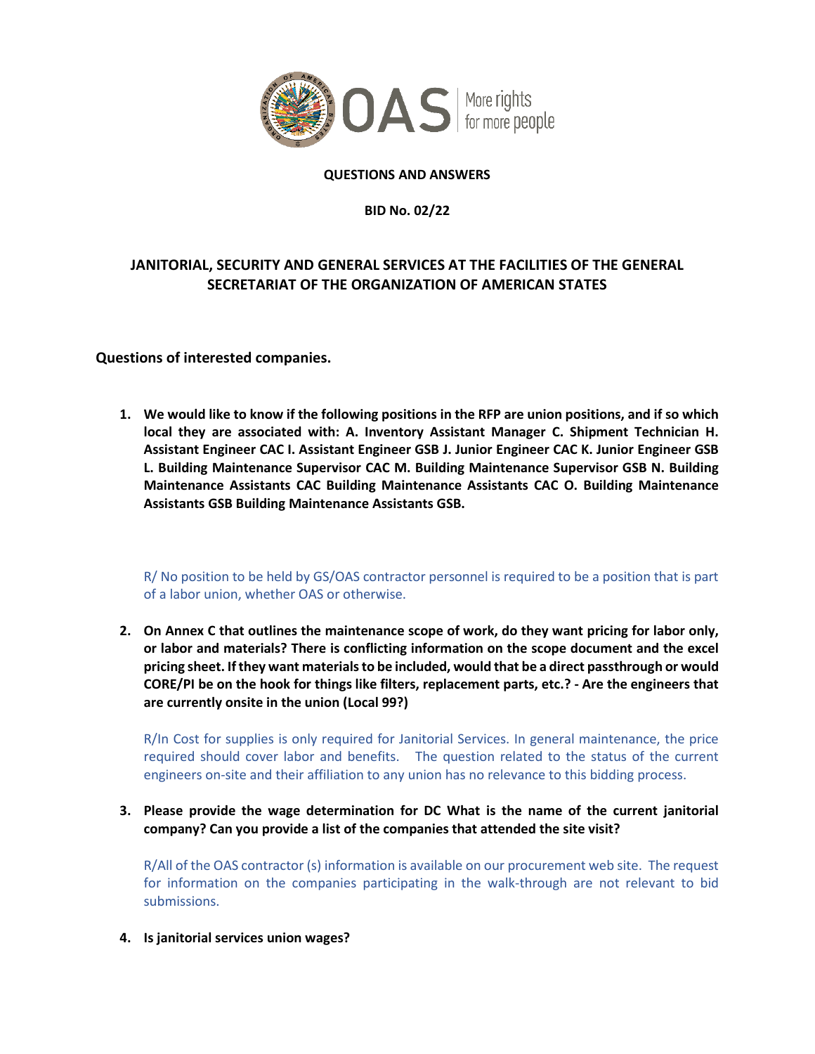**QUESTIONS AND ANSWERS**

**BID No. 02/22**

## JANITORIAL, SECURITY AND GENERAL SERVICES AT THE FACILITIES OF THE GENERAL SECRETARIAT OF THE ORGANIZATION OF AMERICAN STATES

### Questions of interested companies.

1. **We would like to know if the following positions in the RFP are union positions, and if so which local they are associated with: A. Inventory Assistant Manager C. Shipment Technician H. Assistant Engineer CAC I. Assistant Engineer GSB J. Junior Engineer CAC K. Junior Engineer GSB L. Building Maintenance Supervisor CAC M. Building Maintenance Supervisor GSB N. Building Maintenance Assistants CAC Building Maintenance Assistants CAC O. Building Maintenance Assistants GSB Building Maintenance Assistants GSB.**

   R/ No position to be held by GS/OAS contractor personnel is required to be a position that is part of a labor union, whether OAS or otherwise.

2. **On Annex C that outlines the maintenance scope of work, do they want pricing for labor only, or labor and materials? There is conflicting information on the scope document and the excel pricing sheet. If they want materials to be included, would that be a direct passthrough or would CORE/PI be on the hook for things like filters, replacement parts, etc.? - Are the engineers that are currently onsite in the union (Local 99?)**

   R/In Cost for supplies is only required for Janitorial Services. In general maintenance, the price required should cover labor and benefits. The question related to the status of the current engineers on-site and their affiliation to any union has no relevance to this bidding process.

3. **Please provide the wage determination for DC What is the name of the current janitorial company? Can you provide a list of the companies that attended the site visit?**

   R/All of the OAS contractor (s) information is available on our procurement web site. The request for information on the companies participating in the walk-through are not relevant to bid submissions.

4. **Is janitorial services union wages?**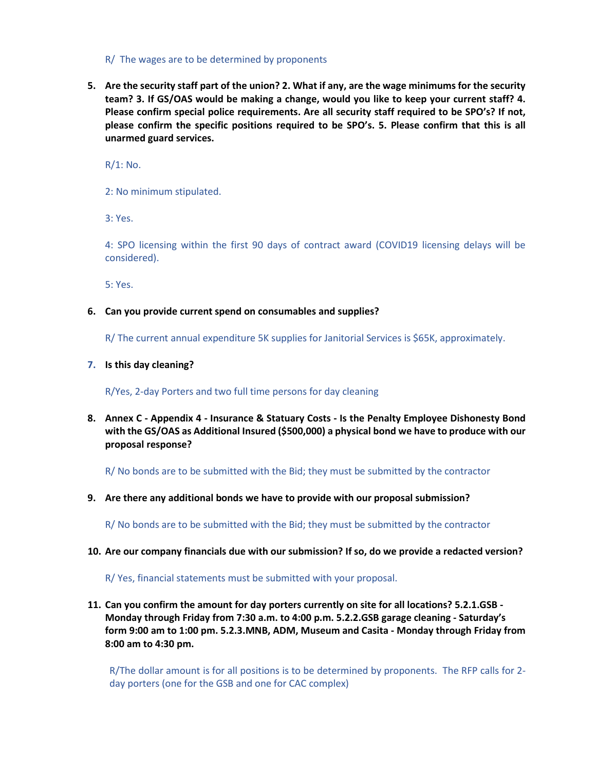R/ The wages are to be determined by proponents

5. **Are the security staff part of the union? 2. What if any, are the wage minimums for the security team? 3. If GS/OAS would be making a change, would you like to keep your current staff? 4. Please confirm special police requirements. Are all security staff required to be SPO's? If not, please confirm the specific positions required to be SPO's. 5. Please confirm that this is all unarmed guard services.**

   R/1: No.

   2: No minimum stipulated.

   3: Yes.

   4: SPO licensing within the first 90 days of contract award (COVID19 licensing delays will be considered).

   5: Yes.

6. **Can you provide current spend on consumables and supplies?**

   R/ The current annual expenditure 5K supplies for Janitorial Services is $65K, approximately.

7. **Is this day cleaning?**

   R/Yes, 2-day Porters and two full time persons for day cleaning

8. **Annex C - Appendix 4 - Insurance & Statuary Costs - Is the Penalty Employee Dishonesty Bond with the GS/OAS as Additional Insured ($500,000) a physical bond we have to produce with our proposal response?**

   R/ No bonds are to be submitted with the Bid; they must be submitted by the contractor

9. **Are there any additional bonds we have to provide with our proposal submission?**

   R/ No bonds are to be submitted with the Bid; they must be submitted by the contractor

10. **Are our company financials due with our submission? If so, do we provide a redacted version?**

    R/ Yes, financial statements must be submitted with your proposal.

11. **Can you confirm the amount for day porters currently on site for all locations? 5.2.1.GSB - Monday through Friday from 7:30 a.m. to 4:00 p.m. 5.2.2.GSB garage cleaning - Saturday's form 9:00 am to 1:00 pm. 5.2.3.MNB, ADM, Museum and Casita - Monday through Friday from 8:00 am to 4:30 pm.**

    R/The dollar amount is for all positions is to be determined by proponents. The RFP calls for 2-day porters (one for the GSB and one for CAC complex)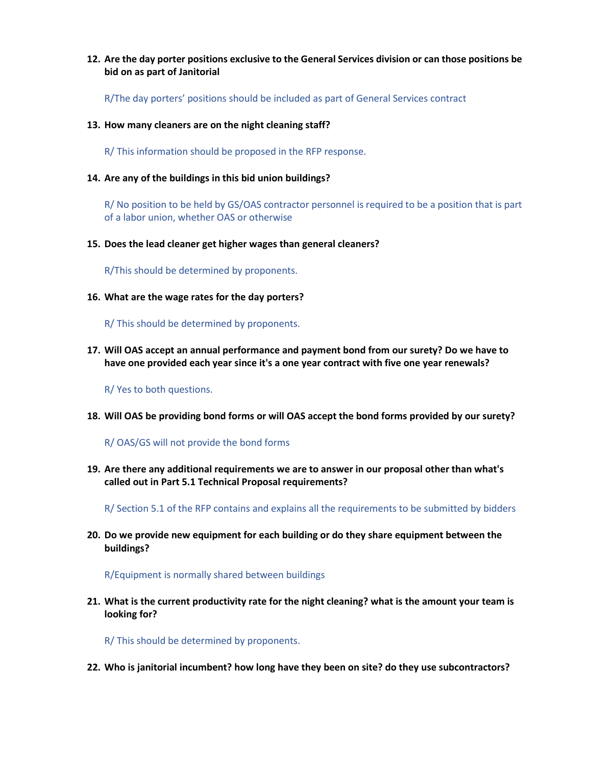12. **Are the day porter positions exclusive to the General Services division or can those positions be bid on as part of Janitorial**

    R/The day porters' positions should be included as part of General Services contract

13. **How many cleaners are on the night cleaning staff?**

    R/ This information should be proposed in the RFP response.

14. **Are any of the buildings in this bid union buildings?**

    R/ No position to be held by GS/OAS contractor personnel is required to be a position that is part of a labor union, whether OAS or otherwise

15. **Does the lead cleaner get higher wages than general cleaners?**

    R/This should be determined by proponents.

16. **What are the wage rates for the day porters?**

    R/ This should be determined by proponents.

17. **Will OAS accept an annual performance and payment bond from our surety? Do we have to have one provided each year since it's a one year contract with five one year renewals?**

    R/ Yes to both questions.

18. **Will OAS be providing bond forms or will OAS accept the bond forms provided by our surety?**

    R/ OAS/GS will not provide the bond forms

19. **Are there any additional requirements we are to answer in our proposal other than what's called out in Part 5.1 Technical Proposal requirements?**

    R/ Section 5.1 of the RFP contains and explains all the requirements to be submitted by bidders

20. **Do we provide new equipment for each building or do they share equipment between the buildings?**

    R/Equipment is normally shared between buildings

21. **What is the current productivity rate for the night cleaning? what is the amount your team is looking for?**

    R/ This should be determined by proponents.

22. **Who is janitorial incumbent? how long have they been on site? do they use subcontractors?**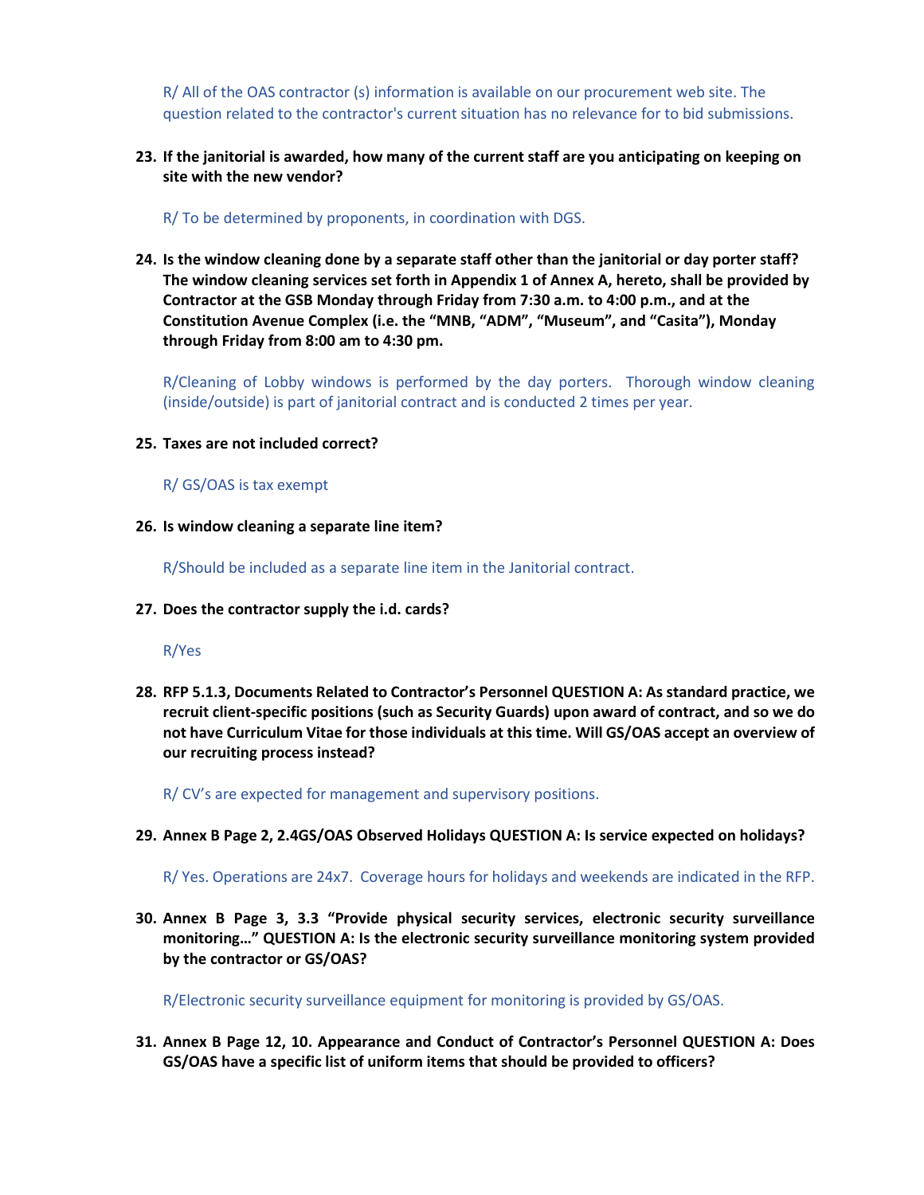R/ All of the OAS contractor (s) information is available on our procurement web site. The question related to the contractor's current situation has no relevance for to bid submissions.

23. **If the janitorial is awarded, how many of the current staff are you anticipating on keeping on site with the new vendor?**

    R/ To be determined by proponents, in coordination with DGS.

24. **Is the window cleaning done by a separate staff other than the janitorial or day porter staff? The window cleaning services set forth in Appendix 1 of Annex A, hereto, shall be provided by Contractor at the GSB Monday through Friday from 7:30 a.m. to 4:00 p.m., and at the Constitution Avenue Complex (i.e. the "MNB, "ADM", "Museum", and "Casita"), Monday through Friday from 8:00 am to 4:30 pm.**

    R/Cleaning of Lobby windows is performed by the day porters. Thorough window cleaning (inside/outside) is part of janitorial contract and is conducted 2 times per year.

25. **Taxes are not included correct?**

    R/ GS/OAS is tax exempt

26. **Is window cleaning a separate line item?**

    R/Should be included as a separate line item in the Janitorial contract.

27. **Does the contractor supply the i.d. cards?**

    R/Yes

28. **RFP 5.1.3, Documents Related to Contractor's Personnel QUESTION A: As standard practice, we recruit client-specific positions (such as Security Guards) upon award of contract, and so we do not have Curriculum Vitae for those individuals at this time. Will GS/OAS accept an overview of our recruiting process instead?**

    R/ CV's are expected for management and supervisory positions.

29. **Annex B Page 2, 2.4GS/OAS Observed Holidays QUESTION A: Is service expected on holidays?**

    R/ Yes. Operations are 24x7. Coverage hours for holidays and weekends are indicated in the RFP.

30. **Annex B Page 3, 3.3 "Provide physical security services, electronic security surveillance monitoring…" QUESTION A: Is the electronic security surveillance monitoring system provided by the contractor or GS/OAS?**

    R/Electronic security surveillance equipment for monitoring is provided by GS/OAS.

31. **Annex B Page 12, 10. Appearance and Conduct of Contractor's Personnel QUESTION A: Does GS/OAS have a specific list of uniform items that should be provided to officers?**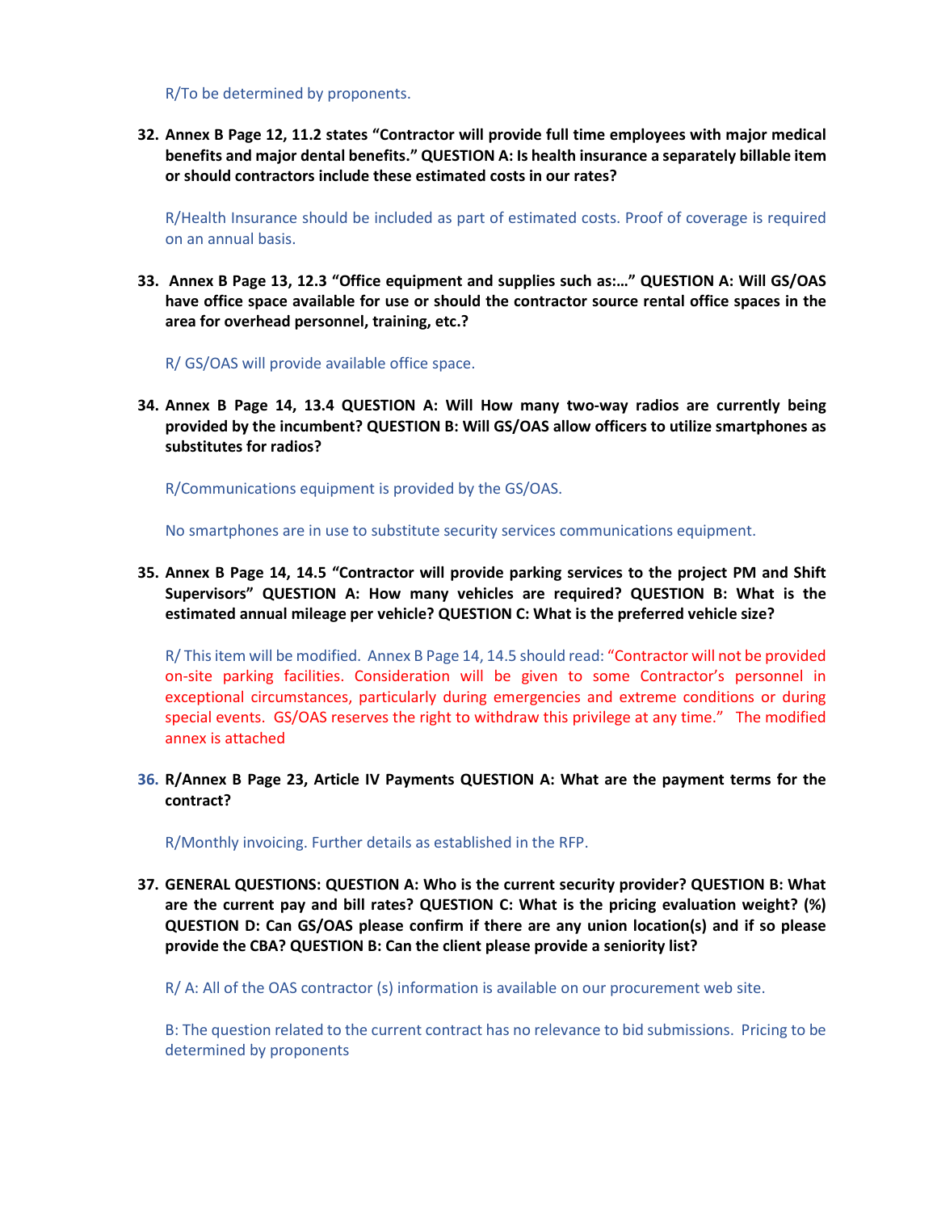R/To be determined by proponents.

32. **Annex B Page 12, 11.2 states "Contractor will provide full time employees with major medical benefits and major dental benefits." QUESTION A: Is health insurance a separately billable item or should contractors include these estimated costs in our rates?**

    R/Health Insurance should be included as part of estimated costs. Proof of coverage is required on an annual basis.

33. **Annex B Page 13, 12.3 "Office equipment and supplies such as:…" QUESTION A: Will GS/OAS have office space available for use or should the contractor source rental office spaces in the area for overhead personnel, training, etc.?**

    R/ GS/OAS will provide available office space.

34. **Annex B Page 14, 13.4 QUESTION A: Will How many two-way radios are currently being provided by the incumbent? QUESTION B: Will GS/OAS allow officers to utilize smartphones as substitutes for radios?**

    R/Communications equipment is provided by the GS/OAS.

    No smartphones are in use to substitute security services communications equipment.

35. **Annex B Page 14, 14.5 "Contractor will provide parking services to the project PM and Shift Supervisors" QUESTION A: How many vehicles are required? QUESTION B: What is the estimated annual mileage per vehicle? QUESTION C: What is the preferred vehicle size?**

    R/ This item will be modified. Annex B Page 14, 14.5 should read: "Contractor will not be provided on-site parking facilities. Consideration will be given to some Contractor's personnel in exceptional circumstances, particularly during emergencies and extreme conditions or during special events. GS/OAS reserves the right to withdraw this privilege at any time." The modified annex is attached

36. **R/Annex B Page 23, Article IV Payments QUESTION A: What are the payment terms for the contract?**

    R/Monthly invoicing. Further details as established in the RFP.

37. **GENERAL QUESTIONS: QUESTION A: Who is the current security provider? QUESTION B: What are the current pay and bill rates? QUESTION C: What is the pricing evaluation weight? (%) QUESTION D: Can GS/OAS please confirm if there are any union location(s) and if so please provide the CBA? QUESTION B: Can the client please provide a seniority list?**

    R/ A: All of the OAS contractor (s) information is available on our procurement web site.

    B: The question related to the current contract has no relevance to bid submissions. Pricing to be determined by proponents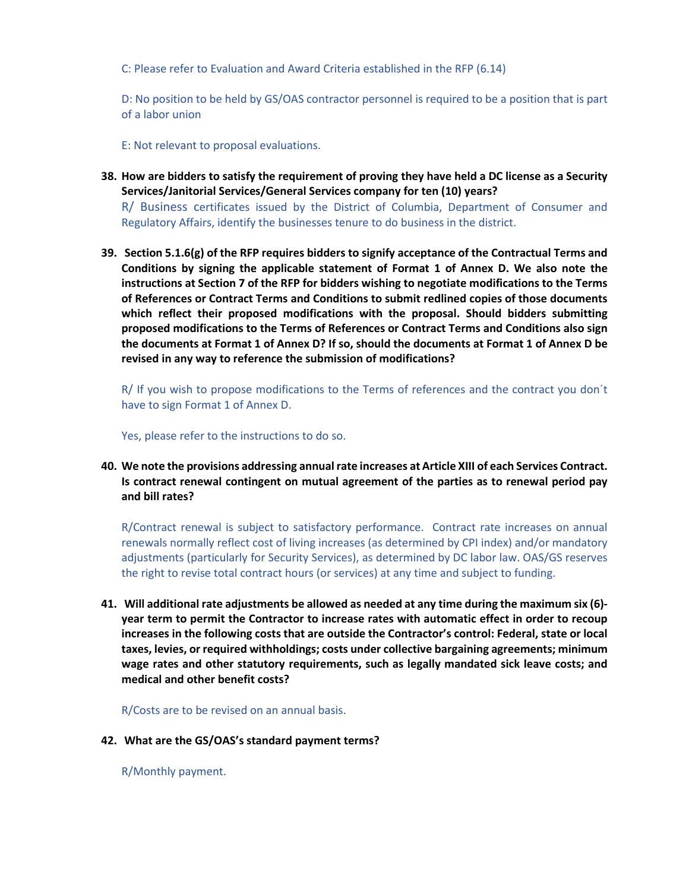C: Please refer to Evaluation and Award Criteria established in the RFP (6.14)

D: No position to be held by GS/OAS contractor personnel is required to be a position that is part of a labor union

E: Not relevant to proposal evaluations.

38. **How are bidders to satisfy the requirement of proving they have held a DC license as a Security Services/Janitorial Services/General Services company for ten (10) years?**

    R/ Business certificates issued by the District of Columbia, Department of Consumer and Regulatory Affairs, identify the businesses tenure to do business in the district.

39. **Section 5.1.6(g) of the RFP requires bidders to signify acceptance of the Contractual Terms and Conditions by signing the applicable statement of Format 1 of Annex D. We also note the instructions at Section 7 of the RFP for bidders wishing to negotiate modifications to the Terms of References or Contract Terms and Conditions to submit redlined copies of those documents which reflect their proposed modifications with the proposal. Should bidders submitting proposed modifications to the Terms of References or Contract Terms and Conditions also sign the documents at Format 1 of Annex D? If so, should the documents at Format 1 of Annex D be revised in any way to reference the submission of modifications?**

    R/ If you wish to propose modifications to the Terms of references and the contract you don´t have to sign Format 1 of Annex D.

    Yes, please refer to the instructions to do so.

40. **We note the provisions addressing annual rate increases at Article XIII of each Services Contract. Is contract renewal contingent on mutual agreement of the parties as to renewal period pay and bill rates?**

    R/Contract renewal is subject to satisfactory performance. Contract rate increases on annual renewals normally reflect cost of living increases (as determined by CPI index) and/or mandatory adjustments (particularly for Security Services), as determined by DC labor law. OAS/GS reserves the right to revise total contract hours (or services) at any time and subject to funding.

41. **Will additional rate adjustments be allowed as needed at any time during the maximum six (6)-year term to permit the Contractor to increase rates with automatic effect in order to recoup increases in the following costs that are outside the Contractor's control: Federal, state or local taxes, levies, or required withholdings; costs under collective bargaining agreements; minimum wage rates and other statutory requirements, such as legally mandated sick leave costs; and medical and other benefit costs?**

    R/Costs are to be revised on an annual basis.

42. **What are the GS/OAS's standard payment terms?**

    R/Monthly payment.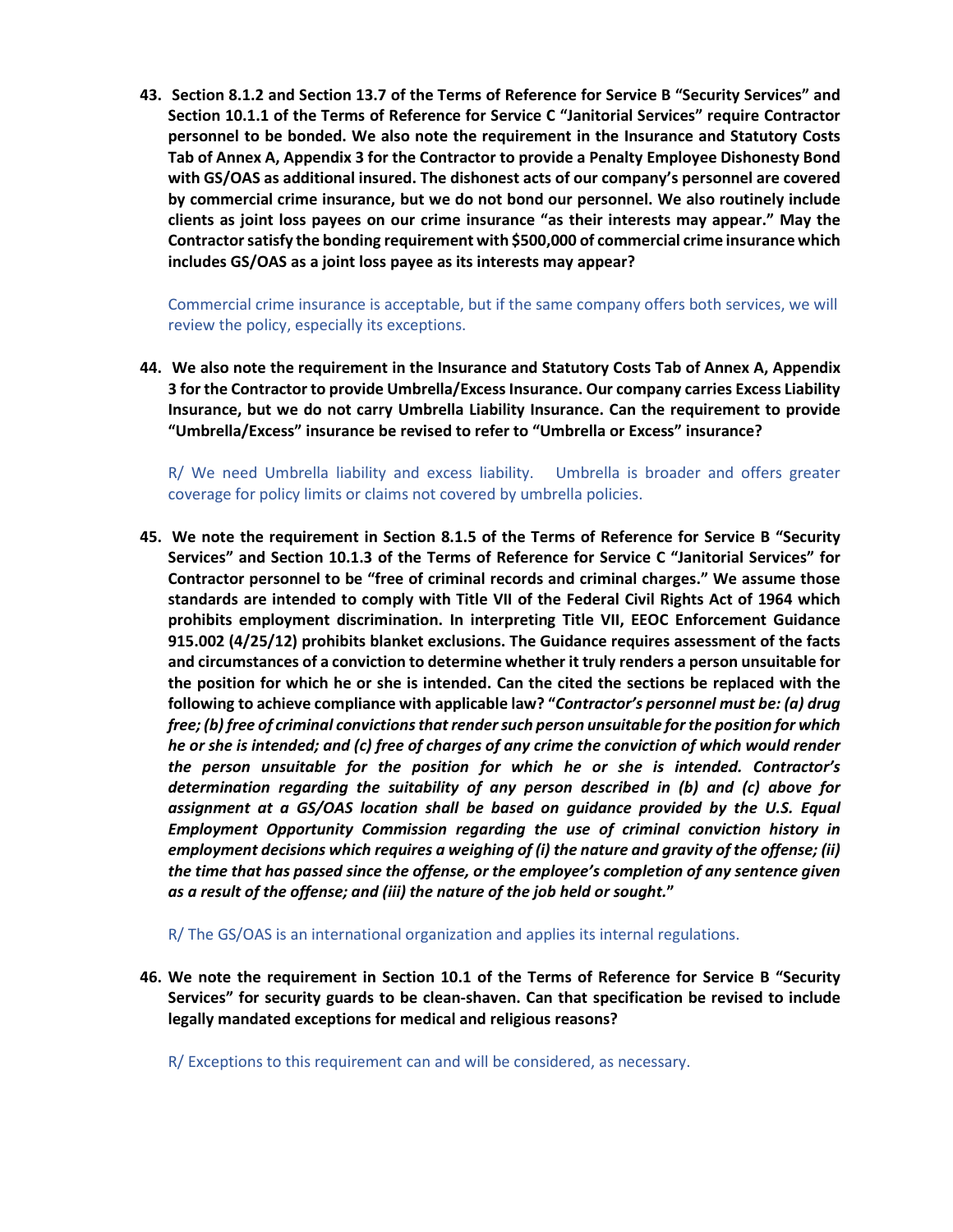**43. Section 8.1.2 and Section 13.7 of the Terms of Reference for Service B "Security Services" and Section 10.1.1 of the Terms of Reference for Service C "Janitorial Services" require Contractor personnel to be bonded. We also note the requirement in the Insurance and Statutory Costs Tab of Annex A, Appendix 3 for the Contractor to provide a Penalty Employee Dishonesty Bond with GS/OAS as additional insured. The dishonest acts of our company's personnel are covered by commercial crime insurance, but we do not bond our personnel. We also routinely include clients as joint loss payees on our crime insurance "as their interests may appear." May the Contractor satisfy the bonding requirement with $500,000 of commercial crime insurance which includes GS/OAS as a joint loss payee as its interests may appear?**

Commercial crime insurance is acceptable, but if the same company offers both services, we will review the policy, especially its exceptions.

**44. We also note the requirement in the Insurance and Statutory Costs Tab of Annex A, Appendix 3 for the Contractor to provide Umbrella/Excess Insurance. Our company carries Excess Liability Insurance, but we do not carry Umbrella Liability Insurance. Can the requirement to provide "Umbrella/Excess" insurance be revised to refer to "Umbrella or Excess" insurance?**

R/ We need Umbrella liability and excess liability. Umbrella is broader and offers greater coverage for policy limits or claims not covered by umbrella policies.

**45. We note the requirement in Section 8.1.5 of the Terms of Reference for Service B "Security Services" and Section 10.1.3 of the Terms of Reference for Service C "Janitorial Services" for Contractor personnel to be "free of criminal records and criminal charges." We assume those standards are intended to comply with Title VII of the Federal Civil Rights Act of 1964 which prohibits employment discrimination. In interpreting Title VII, EEOC Enforcement Guidance 915.002 (4/25/12) prohibits blanket exclusions. The Guidance requires assessment of the facts and circumstances of a conviction to determine whether it truly renders a person unsuitable for the position for which he or she is intended. Can the cited the sections be replaced with the following to achieve compliance with applicable law? "*Contractor's personnel must be: (a) drug free; (b) free of criminal convictions that render such person unsuitable for the position for which he or she is intended; and (c) free of charges of any crime the conviction of which would render the person unsuitable for the position for which he or she is intended. Contractor's determination regarding the suitability of any person described in (b) and (c) above for assignment at a GS/OAS location shall be based on guidance provided by the U.S. Equal Employment Opportunity Commission regarding the use of criminal conviction history in employment decisions which requires a weighing of (i) the nature and gravity of the offense; (ii) the time that has passed since the offense, or the employee's completion of any sentence given as a result of the offense; and (iii) the nature of the job held or sought.*"**

R/ The GS/OAS is an international organization and applies its internal regulations.

**46. We note the requirement in Section 10.1 of the Terms of Reference for Service B "Security Services" for security guards to be clean-shaven. Can that specification be revised to include legally mandated exceptions for medical and religious reasons?**

R/ Exceptions to this requirement can and will be considered, as necessary.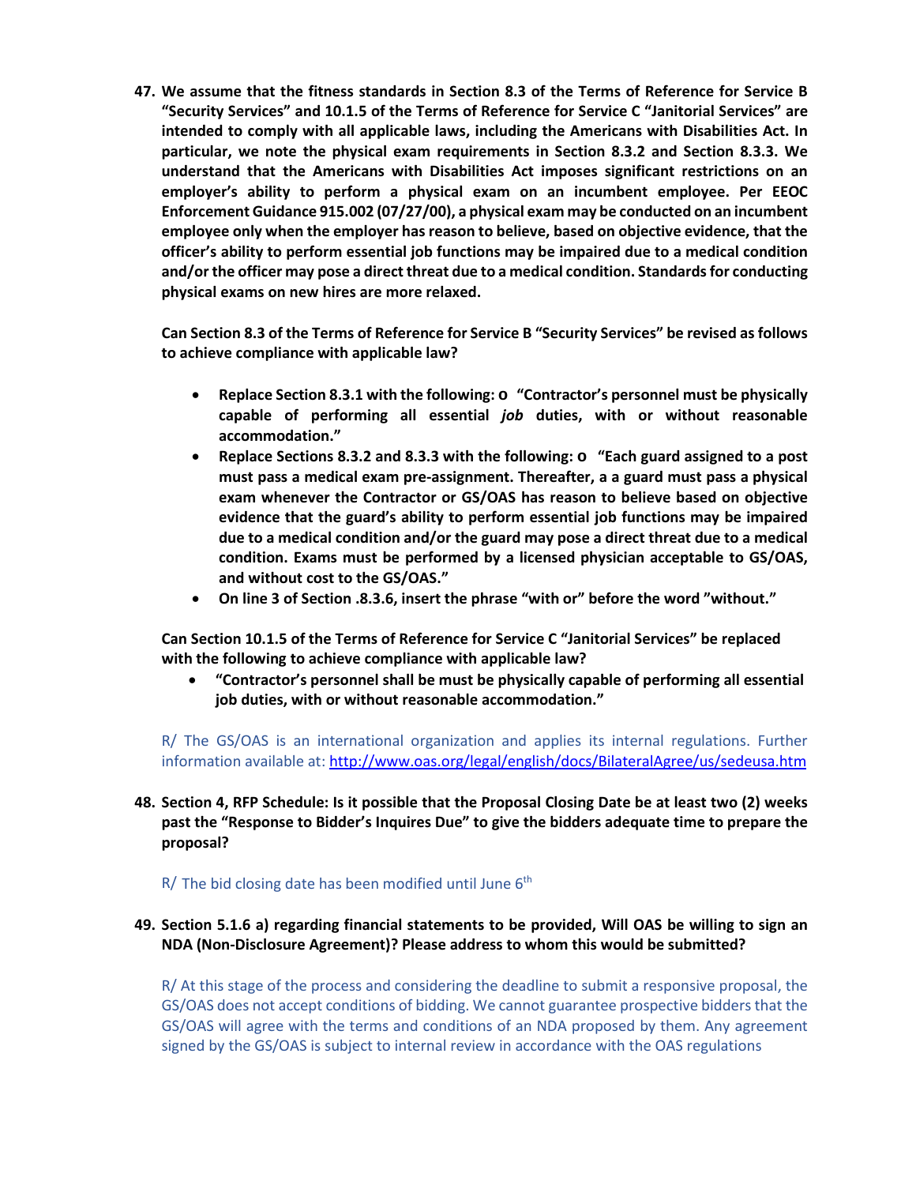**47. We assume that the fitness standards in Section 8.3 of the Terms of Reference for Service B "Security Services" and 10.1.5 of the Terms of Reference for Service C "Janitorial Services" are intended to comply with all applicable laws, including the Americans with Disabilities Act. In particular, we note the physical exam requirements in Section 8.3.2 and Section 8.3.3. We understand that the Americans with Disabilities Act imposes significant restrictions on an employer's ability to perform a physical exam on an incumbent employee. Per EEOC Enforcement Guidance 915.002 (07/27/00), a physical exam may be conducted on an incumbent employee only when the employer has reason to believe, based on objective evidence, that the officer's ability to perform essential job functions may be impaired due to a medical condition and/or the officer may pose a direct threat due to a medical condition. Standards for conducting physical exams on new hires are more relaxed.**

**Can Section 8.3 of the Terms of Reference for Service B "Security Services" be revised as follows to achieve compliance with applicable law?**

- **Replace Section 8.3.1 with the following: o "Contractor's personnel must be physically capable of performing all essential *job* duties, with or without reasonable accommodation."**
- **Replace Sections 8.3.2 and 8.3.3 with the following: o "Each guard assigned to a post must pass a medical exam pre-assignment. Thereafter, a a guard must pass a physical exam whenever the Contractor or GS/OAS has reason to believe based on objective evidence that the guard's ability to perform essential job functions may be impaired due to a medical condition and/or the guard may pose a direct threat due to a medical condition. Exams must be performed by a licensed physician acceptable to GS/OAS, and without cost to the GS/OAS."**
- **On line 3 of Section .8.3.6, insert the phrase "with or" before the word "without."**

**Can Section 10.1.5 of the Terms of Reference for Service C "Janitorial Services" be replaced with the following to achieve compliance with applicable law?**

- **"Contractor's personnel shall be must be physically capable of performing all essential job duties, with or without reasonable accommodation."**

R/ The GS/OAS is an international organization and applies its internal regulations. Further information available at: http://www.oas.org/legal/english/docs/BilateralAgree/us/sedeusa.htm

**48. Section 4, RFP Schedule: Is it possible that the Proposal Closing Date be at least two (2) weeks past the "Response to Bidder's Inquires Due" to give the bidders adequate time to prepare the proposal?**

R/ The bid closing date has been modified until June 6th

**49. Section 5.1.6 a) regarding financial statements to be provided, Will OAS be willing to sign an NDA (Non-Disclosure Agreement)? Please address to whom this would be submitted?**

R/ At this stage of the process and considering the deadline to submit a responsive proposal, the GS/OAS does not accept conditions of bidding. We cannot guarantee prospective bidders that the GS/OAS will agree with the terms and conditions of an NDA proposed by them. Any agreement signed by the GS/OAS is subject to internal review in accordance with the OAS regulations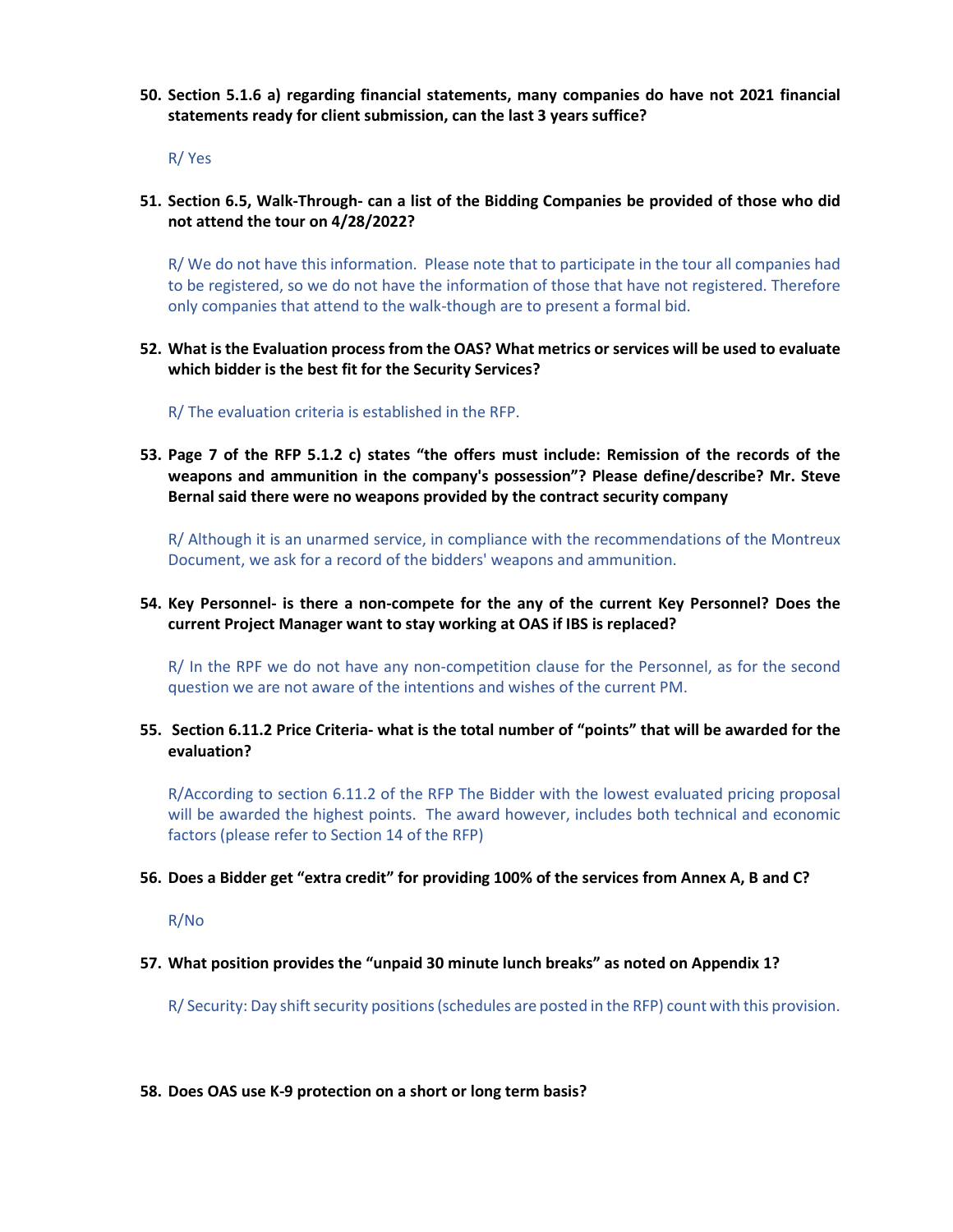**50. Section 5.1.6 a) regarding financial statements, many companies do have not 2021 financial statements ready for client submission, can the last 3 years suffice?**

R/ Yes

**51. Section 6.5, Walk-Through- can a list of the Bidding Companies be provided of those who did not attend the tour on 4/28/2022?**

R/ We do not have this information. Please note that to participate in the tour all companies had to be registered, so we do not have the information of those that have not registered. Therefore only companies that attend to the walk-though are to present a formal bid.

**52. What is the Evaluation process from the OAS? What metrics or services will be used to evaluate which bidder is the best fit for the Security Services?**

R/ The evaluation criteria is established in the RFP.

**53. Page 7 of the RFP 5.1.2 c) states "the offers must include: Remission of the records of the weapons and ammunition in the company's possession"? Please define/describe? Mr. Steve Bernal said there were no weapons provided by the contract security company**

R/ Although it is an unarmed service, in compliance with the recommendations of the Montreux Document, we ask for a record of the bidders' weapons and ammunition.

**54. Key Personnel- is there a non-compete for the any of the current Key Personnel? Does the current Project Manager want to stay working at OAS if IBS is replaced?**

R/ In the RPF we do not have any non-competition clause for the Personnel, as for the second question we are not aware of the intentions and wishes of the current PM.

**55. Section 6.11.2 Price Criteria- what is the total number of "points" that will be awarded for the evaluation?**

R/According to section 6.11.2 of the RFP The Bidder with the lowest evaluated pricing proposal will be awarded the highest points. The award however, includes both technical and economic factors (please refer to Section 14 of the RFP)

**56. Does a Bidder get "extra credit" for providing 100% of the services from Annex A, B and C?**

R/No

**57. What position provides the "unpaid 30 minute lunch breaks" as noted on Appendix 1?**

R/ Security: Day shift security positions (schedules are posted in the RFP) count with this provision.

**58. Does OAS use K-9 protection on a short or long term basis?**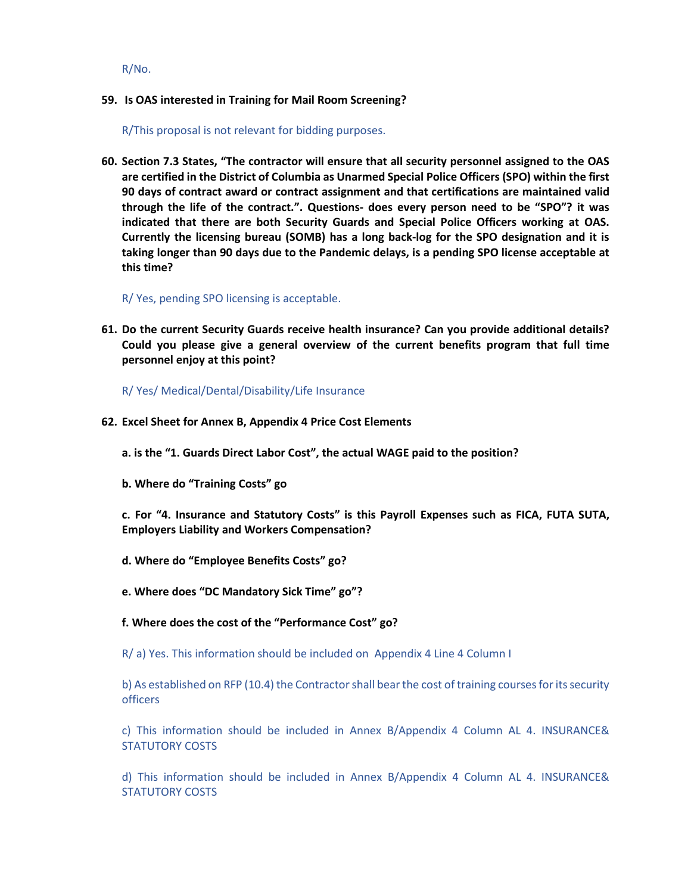R/No.

**59. Is OAS interested in Training for Mail Room Screening?**

R/This proposal is not relevant for bidding purposes.

**60. Section 7.3 States, "The contractor will ensure that all security personnel assigned to the OAS are certified in the District of Columbia as Unarmed Special Police Officers (SPO) within the first 90 days of contract award or contract assignment and that certifications are maintained valid through the life of the contract.". Questions- does every person need to be "SPO"? it was indicated that there are both Security Guards and Special Police Officers working at OAS. Currently the licensing bureau (SOMB) has a long back-log for the SPO designation and it is taking longer than 90 days due to the Pandemic delays, is a pending SPO license acceptable at this time?**

R/ Yes, pending SPO licensing is acceptable.

**61. Do the current Security Guards receive health insurance? Can you provide additional details? Could you please give a general overview of the current benefits program that full time personnel enjoy at this point?**

R/ Yes/ Medical/Dental/Disability/Life Insurance

**62. Excel Sheet for Annex B, Appendix 4 Price Cost Elements**

**a. is the "1. Guards Direct Labor Cost", the actual WAGE paid to the position?**

**b. Where do "Training Costs" go**

**c. For "4. Insurance and Statutory Costs" is this Payroll Expenses such as FICA, FUTA SUTA, Employers Liability and Workers Compensation?**

**d. Where do "Employee Benefits Costs" go?**

**e. Where does "DC Mandatory Sick Time" go"?**

**f. Where does the cost of the "Performance Cost" go?**

R/ a) Yes. This information should be included on Appendix 4 Line 4 Column I

b) As established on RFP (10.4) the Contractor shall bear the cost of training courses for its security officers

c) This information should be included in Annex B/Appendix 4 Column AL 4. INSURANCE& STATUTORY COSTS

d) This information should be included in Annex B/Appendix 4 Column AL 4. INSURANCE& STATUTORY COSTS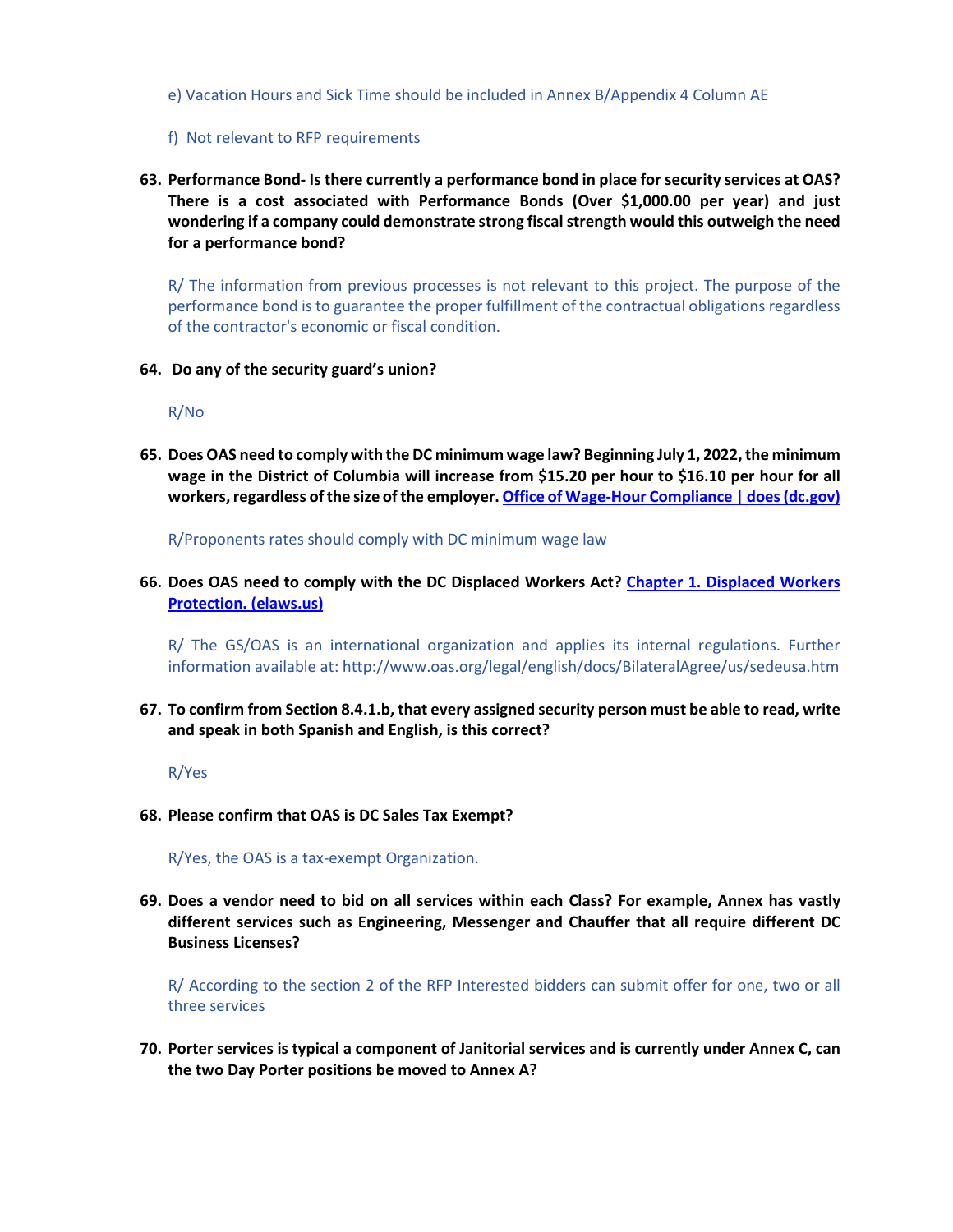e) Vacation Hours and Sick Time should be included in Annex B/Appendix 4 Column AE

f) Not relevant to RFP requirements

63. **Performance Bond- Is there currently a performance bond in place for security services at OAS? There is a cost associated with Performance Bonds (Over $1,000.00 per year) and just wondering if a company could demonstrate strong fiscal strength would this outweigh the need for a performance bond?**

    R/ The information from previous processes is not relevant to this project. The purpose of the performance bond is to guarantee the proper fulfillment of the contractual obligations regardless of the contractor's economic or fiscal condition.

64. **Do any of the security guard's union?**

    R/No

65. **Does OAS need to comply with the DC minimum wage law? Beginning July 1, 2022, the minimum wage in the District of Columbia will increase from $15.20 per hour to $16.10 per hour for all workers, regardless of the size of the employer. [Office of Wage-Hour Compliance | does (dc.gov)]()**

    R/Proponents rates should comply with DC minimum wage law

66. **Does OAS need to comply with the DC Displaced Workers Act? [Chapter 1. Displaced Workers Protection. (elaws.us)]()**

    R/ The GS/OAS is an international organization and applies its internal regulations. Further information available at: http://www.oas.org/legal/english/docs/BilateralAgree/us/sedeusa.htm

67. **To confirm from Section 8.4.1.b, that every assigned security person must be able to read, write and speak in both Spanish and English, is this correct?**

    R/Yes

68. **Please confirm that OAS is DC Sales Tax Exempt?**

    R/Yes, the OAS is a tax-exempt Organization.

69. **Does a vendor need to bid on all services within each Class? For example, Annex has vastly different services such as Engineering, Messenger and Chauffer that all require different DC Business Licenses?**

    R/ According to the section 2 of the RFP Interested bidders can submit offer for one, two or all three services

70. **Porter services is typical a component of Janitorial services and is currently under Annex C, can the two Day Porter positions be moved to Annex A?**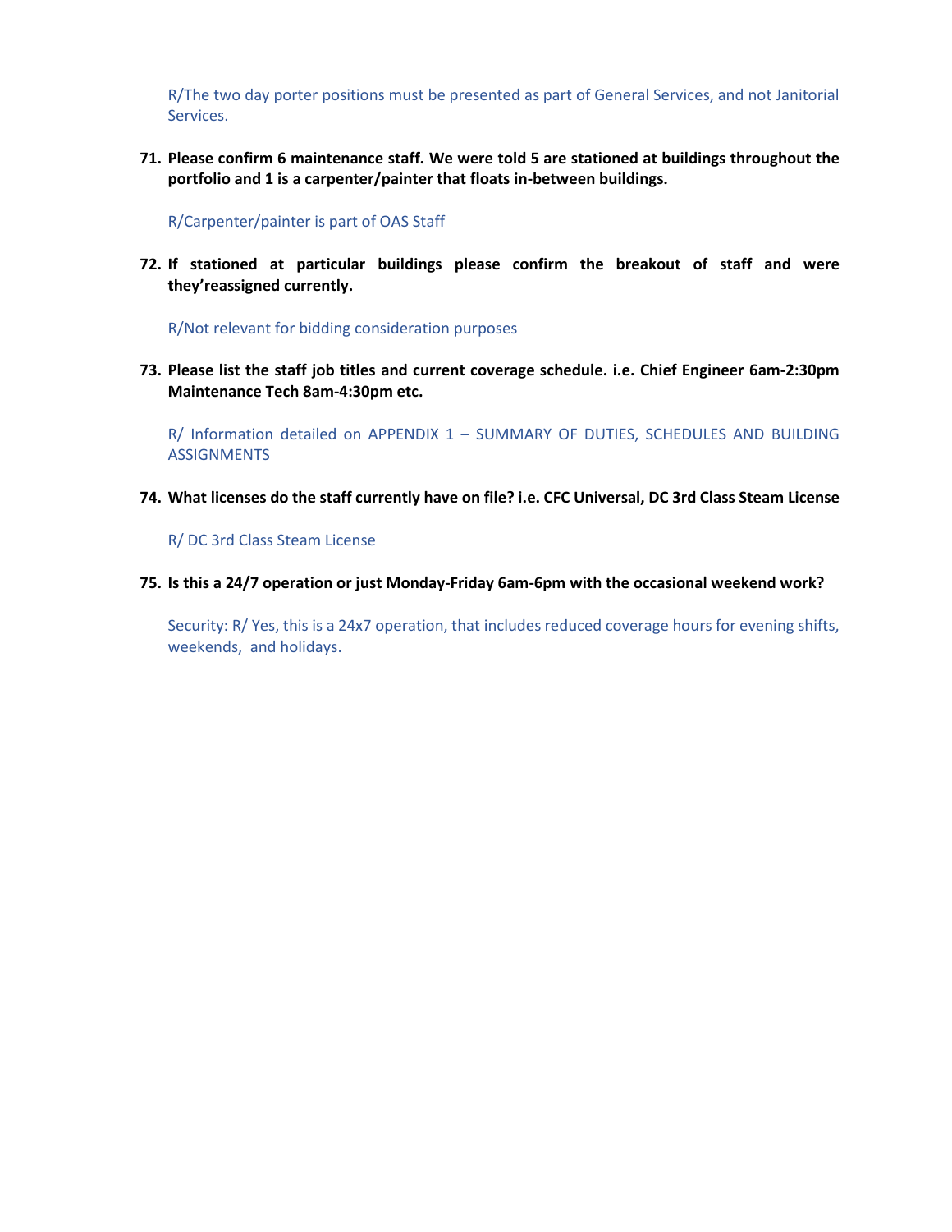R/The two day porter positions must be presented as part of General Services, and not Janitorial Services.

71. **Please confirm 6 maintenance staff. We were told 5 are stationed at buildings throughout the portfolio and 1 is a carpenter/painter that floats in-between buildings.**

    R/Carpenter/painter is part of OAS Staff

72. **If stationed at particular buildings please confirm the breakout of staff and were they'reassigned currently.**

    R/Not relevant for bidding consideration purposes

73. **Please list the staff job titles and current coverage schedule. i.e. Chief Engineer 6am-2:30pm Maintenance Tech 8am-4:30pm etc.**

    R/ Information detailed on APPENDIX 1 – SUMMARY OF DUTIES, SCHEDULES AND BUILDING ASSIGNMENTS

74. **What licenses do the staff currently have on file? i.e. CFC Universal, DC 3rd Class Steam License**

    R/ DC 3rd Class Steam License

75. **Is this a 24/7 operation or just Monday-Friday 6am-6pm with the occasional weekend work?**

    Security: R/ Yes, this is a 24x7 operation, that includes reduced coverage hours for evening shifts, weekends, and holidays.